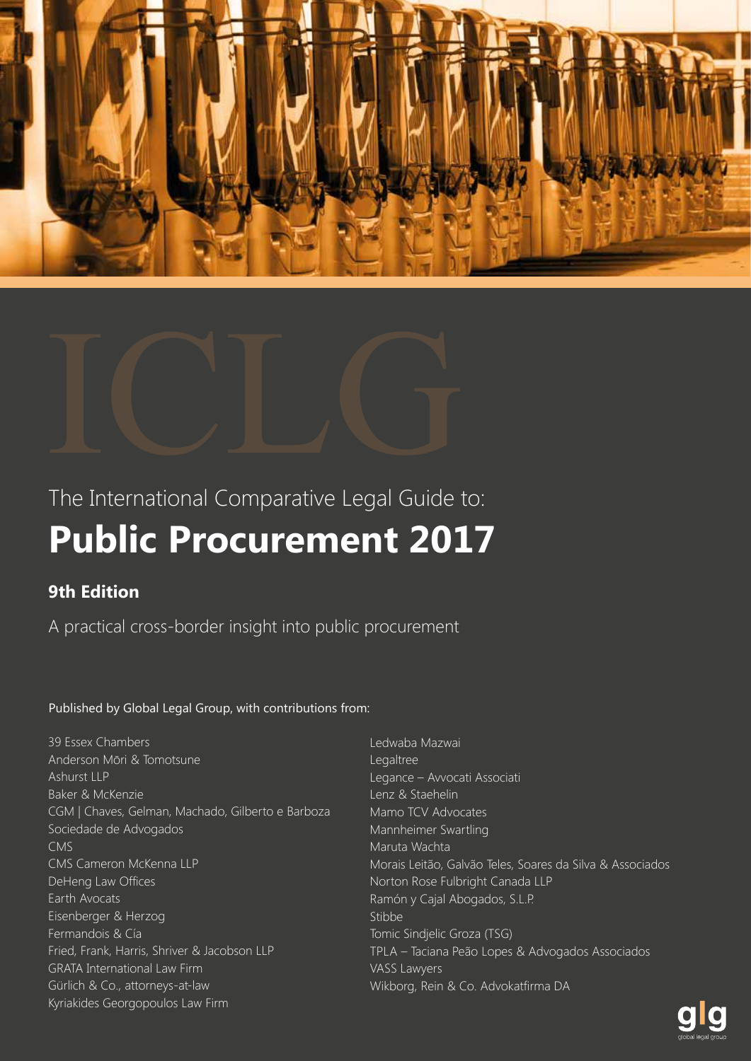ICLG

The International Comparative Legal Guide to:

# Public Procurement 2017

## 9th Edition

A practical cross-border insight into public procurement

Published by Global Legal Group, with contributions from:

39 Essex Chambers
Anderson Mōri & Tomotsune
Ashurst LLP
Baker & McKenzie
CGM | Chaves, Gelman, Machado, Gilberto e Barboza Sociedade de Advogados
CMS
CMS Cameron McKenna LLP
DeHeng Law Offices
Earth Avocats
Eisenberger & Herzog
Fermandois & Cía
Fried, Frank, Harris, Shriver & Jacobson LLP
GRATA International Law Firm
Gürlich & Co., attorneys-at-law
Kyriakides Georgopoulos Law Firm
Ledwaba Mazwai
Legaltree
Legance – Avvocati Associati
Lenz & Staehelin
Mamo TCV Advocates
Mannheimer Swartling
Maruta Wachta
Morais Leitão, Galvão Teles, Soares da Silva & Associados
Norton Rose Fulbright Canada LLP
Ramón y Cajal Abogados, S.L.P.
Stibbe
Tomic Sindjelic Groza (TSG)
TPLA – Taciana Peão Lopes & Advogados Associados
VASS Lawyers
Wikborg, Rein & Co. Advokatfirma DA

glg
global legal group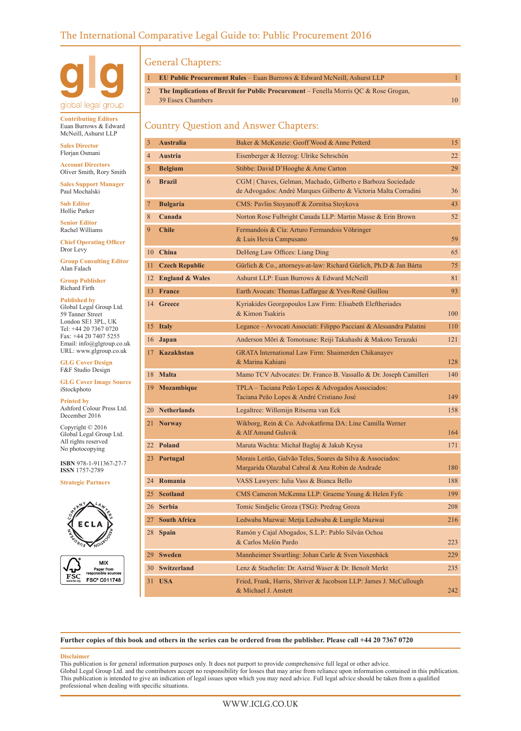# The International Comparative Legal Guide to: Public Procurement 2016

glg
global legal group

**Contributing Editors**
Euan Burrows & Edward McNeill, Ashurst LLP

**Sales Director**
Florjan Osmani

**Account Directors**
Oliver Smith, Rory Smith

**Sales Support Manager**
Paul Mochalski

**Sub Editor**
Hollie Parker

**Senior Editor**
Rachel Williams

**Chief Operating Officer**
Dror Levy

**Group Consulting Editor**
Alan Falach

**Group Publisher**
Richard Firth

**Published by**
Global Legal Group Ltd.
59 Tanner Street
London SE1 3PL, UK
Tel: +44 20 7367 0720
Fax: +44 20 7407 5255
Email: info@glgroup.co.uk
URL: www.glgroup.co.uk

**GLG Cover Design**
F&F Studio Design

**GLG Cover Image Source**
iStockphoto

**Printed by**
Ashford Colour Press Ltd.
December 2016

Copyright © 2016
Global Legal Group Ltd.
All rights reserved
No photocopying

**ISBN** 978-1-911367-27-7
**ISSN** 1757-2789

**Strategic Partners**

## General Chapters:

| | | |
|---|---|---|
| 1 | **EU Public Procurement Rules** – Euan Burrows & Edward McNeill, Ashurst LLP | 1 |
| 2 | **The Implications of Brexit for Public Procurement** – Fenella Morris QC & Rose Grogan, 39 Essex Chambers | 10 |

## Country Question and Answer Chapters:

| | | | |
|---|---|---|---|
| 3 | **Australia** | Baker & McKenzie: Geoff Wood & Anne Petterd | 15 |
| 4 | **Austria** | Eisenberger & Herzog: Ulrike Sehrschön | 22 |
| 5 | **Belgium** | Stibbe: David D'Hooghe & Arne Carton | 29 |
| 6 | **Brazil** | CGM \| Chaves, Gelman, Machado, Gilberto e Barboza Sociedade de Advogados: André Marques Gilberto & Victoria Malta Corradini | 36 |
| 7 | **Bulgaria** | CMS: Pavlin Stoyanoff & Zornitsa Stoykova | 43 |
| 8 | **Canada** | Norton Rose Fulbright Canada LLP: Martin Masse & Erin Brown | 52 |
| 9 | **Chile** | Fermandois & Cía: Arturo Fermandois Vöhringer & Luis Hevia Campusano | 59 |
| 10 | **China** | DeHeng Law Offices: Liang Ding | 65 |
| 11 | **Czech Republic** | Gürlich & Co., attorneys-at-law: Richard Gürlich, Ph.D & Jan Bárta | 75 |
| 12 | **England & Wales** | Ashurst LLP: Euan Burrows & Edward McNeill | 81 |
| 13 | **France** | Earth Avocats: Thomas Laffargue & Yves-René Guillou | 93 |
| 14 | **Greece** | Kyriakides Georgopoulos Law Firm: Elisabeth Eleftheriades & Kimon Tsakiris | 100 |
| 15 | **Italy** | Legance – Avvocati Associati: Filippo Pacciani & Alessandra Palatini | 110 |
| 16 | **Japan** | Anderson Mōri & Tomotsune: Reiji Takahashi & Makoto Terazaki | 121 |
| 17 | **Kazakhstan** | GRATA International Law Firm: Shaimerden Chikanayev & Marina Kahiani | 128 |
| 18 | **Malta** | Mamo TCV Advocates: Dr. Franco B. Vassallo & Dr. Joseph Camilleri | 140 |
| 19 | **Mozambique** | TPLA – Taciana Peão Lopes & Advogados Associados: Taciana Peão Lopes & André Cristiano José | 149 |
| 20 | **Netherlands** | Legaltree: Willemijn Ritsema van Eck | 158 |
| 21 | **Norway** | Wikborg, Rein & Co. Advokatfirma DA: Line Camilla Werner & Alf Amund Gulsvik | 164 |
| 22 | **Poland** | Maruta Wachta: Michał Bagłaj & Jakub Krysa | 171 |
| 23 | **Portugal** | Morais Leitão, Galvão Teles, Soares da Silva & Associados: Margarida Olazabal Cabral & Ana Robin de Andrade | 180 |
| 24 | **Romania** | VASS Lawyers: Iulia Vass & Bianca Bello | 188 |
| 25 | **Scotland** | CMS Cameron McKenna LLP: Graeme Young & Helen Fyfe | 199 |
| 26 | **Serbia** | Tomic Sindjelic Groza (TSG): Predrag Groza | 208 |
| 27 | **South Africa** | Ledwaba Mazwai: Metja Ledwaba & Lungile Mazwai | 216 |
| 28 | **Spain** | Ramón y Cajal Abogados, S.L.P.: Pablo Silván Ochoa & Carlos Melón Pardo | 223 |
| 29 | **Sweden** | Mannheimer Swartling: Johan Carle & Sven Vaxenbäck | 229 |
| 30 | **Switzerland** | Lenz & Staehelin: Dr. Astrid Waser & Dr. Benoît Merkt | 235 |
| 31 | **USA** | Fried, Frank, Harris, Shriver & Jacobson LLP: James J. McCullough & Michael J. Anstett | 242 |

**Further copies of this book and others in the series can be ordered from the publisher. Please call +44 20 7367 0720**

**Disclaimer**
This publication is for general information purposes only. It does not purport to provide comprehensive full legal or other advice.
Global Legal Group Ltd. and the contributors accept no responsibility for losses that may arise from reliance upon information contained in this publication.
This publication is intended to give an indication of legal issues upon which you may need advice. Full legal advice should be taken from a qualified professional when dealing with specific situations.

WWW.ICLG.CO.UK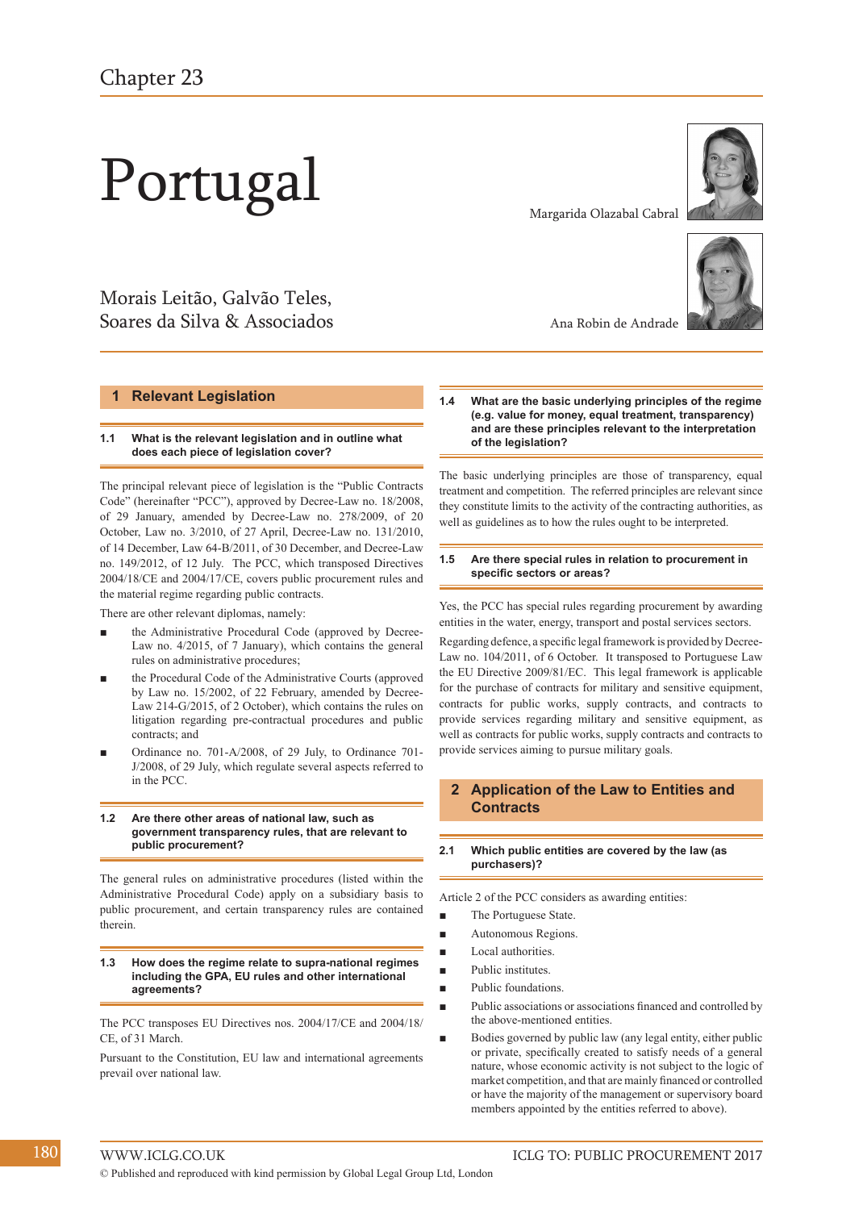# Chapter 23

# Portugal

Margarida Olazabal Cabral

Ana Robin de Andrade

Morais Leitão, Galvão Teles, Soares da Silva & Associados

## 1 Relevant Legislation

### 1.1 What is the relevant legislation and in outline what does each piece of legislation cover?

The principal relevant piece of legislation is the "Public Contracts Code" (hereinafter "PCC"), approved by Decree-Law no. 18/2008, of 29 January, amended by Decree-Law no. 278/2009, of 20 October, Law no. 3/2010, of 27 April, Decree-Law no. 131/2010, of 14 December, Law 64-B/2011, of 30 December, and Decree-Law no. 149/2012, of 12 July. The PCC, which transposed Directives 2004/18/CE and 2004/17/CE, covers public procurement rules and the material regime regarding public contracts.

There are other relevant diplomas, namely:

- the Administrative Procedural Code (approved by Decree-Law no. 4/2015, of 7 January), which contains the general rules on administrative procedures;
- the Procedural Code of the Administrative Courts (approved by Law no. 15/2002, of 22 February, amended by Decree-Law 214-G/2015, of 2 October), which contains the rules on litigation regarding pre-contractual procedures and public contracts; and
- Ordinance no. 701-A/2008, of 29 July, to Ordinance 701-J/2008, of 29 July, which regulate several aspects referred to in the PCC.

### 1.2 Are there other areas of national law, such as government transparency rules, that are relevant to public procurement?

The general rules on administrative procedures (listed within the Administrative Procedural Code) apply on a subsidiary basis to public procurement, and certain transparency rules are contained therein.

### 1.3 How does the regime relate to supra-national regimes including the GPA, EU rules and other international agreements?

The PCC transposes EU Directives nos. 2004/17/CE and 2004/18/CE, of 31 March.

Pursuant to the Constitution, EU law and international agreements prevail over national law.

### 1.4 What are the basic underlying principles of the regime (e.g. value for money, equal treatment, transparency) and are these principles relevant to the interpretation of the legislation?

The basic underlying principles are those of transparency, equal treatment and competition. The referred principles are relevant since they constitute limits to the activity of the contracting authorities, as well as guidelines as to how the rules ought to be interpreted.

### 1.5 Are there special rules in relation to procurement in specific sectors or areas?

Yes, the PCC has special rules regarding procurement by awarding entities in the water, energy, transport and postal services sectors.

Regarding defence, a specific legal framework is provided by Decree-Law no. 104/2011, of 6 October. It transposed to Portuguese Law the EU Directive 2009/81/EC. This legal framework is applicable for the purchase of contracts for military and sensitive equipment, contracts for public works, supply contracts, and contracts to provide services regarding military and sensitive equipment, as well as contracts for public works, supply contracts and contracts to provide services aiming to pursue military goals.

## 2 Application of the Law to Entities and Contracts

### 2.1 Which public entities are covered by the law (as purchasers)?

Article 2 of the PCC considers as awarding entities:

- The Portuguese State.
- Autonomous Regions.
- Local authorities.
- Public institutes.
- Public foundations.
- Public associations or associations financed and controlled by the above-mentioned entities.
- Bodies governed by public law (any legal entity, either public or private, specifically created to satisfy needs of a general nature, whose economic activity is not subject to the logic of market competition, and that are mainly financed or controlled or have the majority of the management or supervisory board members appointed by the entities referred to above).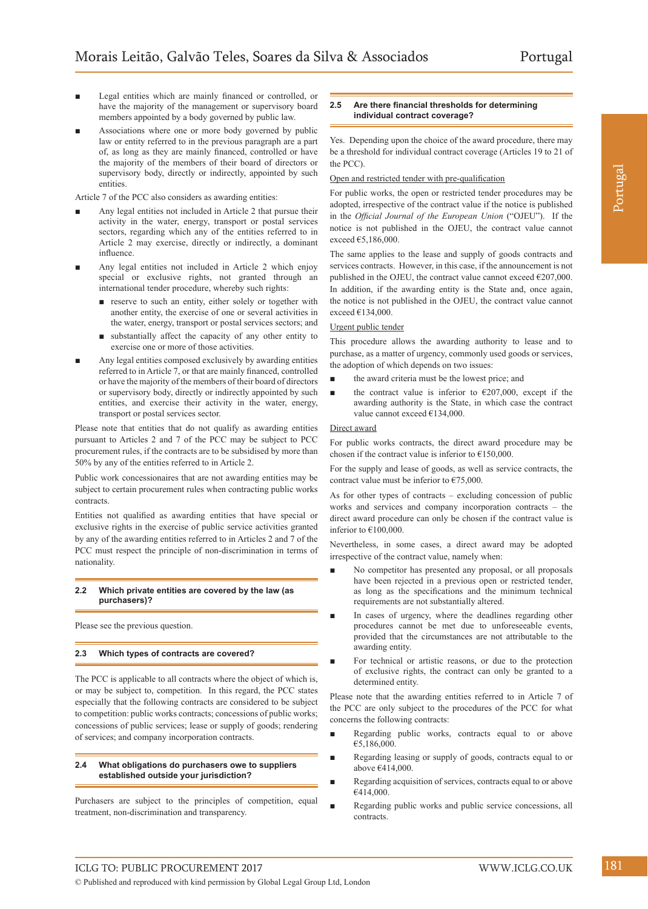- Legal entities which are mainly financed or controlled, or have the majority of the management or supervisory board members appointed by a body governed by public law.
- Associations where one or more body governed by public law or entity referred to in the previous paragraph are a part of, as long as they are mainly financed, controlled or have the majority of the members of their board of directors or supervisory body, directly or indirectly, appointed by such entities.

Article 7 of the PCC also considers as awarding entities:

- Any legal entities not included in Article 2 that pursue their activity in the water, energy, transport or postal services sectors, regarding which any of the entities referred to in Article 2 may exercise, directly or indirectly, a dominant influence.
- Any legal entities not included in Article 2 which enjoy special or exclusive rights, not granted through an international tender procedure, whereby such rights:
  - reserve to such an entity, either solely or together with another entity, the exercise of one or several activities in the water, energy, transport or postal services sectors; and
  - substantially affect the capacity of any other entity to exercise one or more of those activities.
- Any legal entities composed exclusively by awarding entities referred to in Article 7, or that are mainly financed, controlled or have the majority of the members of their board of directors or supervisory body, directly or indirectly appointed by such entities, and exercise their activity in the water, energy, transport or postal services sector.

Please note that entities that do not qualify as awarding entities pursuant to Articles 2 and 7 of the PCC may be subject to PCC procurement rules, if the contracts are to be subsidised by more than 50% by any of the entities referred to in Article 2.

Public work concessionaires that are not awarding entities may be subject to certain procurement rules when contracting public works contracts.

Entities not qualified as awarding entities that have special or exclusive rights in the exercise of public service activities granted by any of the awarding entities referred to in Articles 2 and 7 of the PCC must respect the principle of non-discrimination in terms of nationality.

### 2.2 Which private entities are covered by the law (as purchasers)?

Please see the previous question.

### 2.3 Which types of contracts are covered?

The PCC is applicable to all contracts where the object of which is, or may be subject to, competition. In this regard, the PCC states especially that the following contracts are considered to be subject to competition: public works contracts; concessions of public works; concessions of public services; lease or supply of goods; rendering of services; and company incorporation contracts.

### 2.4 What obligations do purchasers owe to suppliers established outside your jurisdiction?

Purchasers are subject to the principles of competition, equal treatment, non-discrimination and transparency.

### 2.5 Are there financial thresholds for determining individual contract coverage?

Yes. Depending upon the choice of the award procedure, there may be a threshold for individual contract coverage (Articles 19 to 21 of the PCC).

<u>Open and restricted tender with pre-qualification</u>

For public works, the open or restricted tender procedures may be adopted, irrespective of the contract value if the notice is published in the *Official Journal of the European Union* ("OJEU"). If the notice is not published in the OJEU, the contract value cannot exceed €5,186,000.

The same applies to the lease and supply of goods contracts and services contracts. However, in this case, if the announcement is not published in the OJEU, the contract value cannot exceed €207,000. In addition, if the awarding entity is the State and, once again, the notice is not published in the OJEU, the contract value cannot exceed €134,000.

<u>Urgent public tender</u>

This procedure allows the awarding authority to lease and to purchase, as a matter of urgency, commonly used goods or services, the adoption of which depends on two issues:

- the award criteria must be the lowest price; and
- the contract value is inferior to €207,000, except if the awarding authority is the State, in which case the contract value cannot exceed €134,000.

<u>Direct award</u>

For public works contracts, the direct award procedure may be chosen if the contract value is inferior to €150,000.

For the supply and lease of goods, as well as service contracts, the contract value must be inferior to €75,000.

As for other types of contracts – excluding concession of public works and services and company incorporation contracts – the direct award procedure can only be chosen if the contract value is inferior to €100,000.

Nevertheless, in some cases, a direct award may be adopted irrespective of the contract value, namely when:

- No competitor has presented any proposal, or all proposals have been rejected in a previous open or restricted tender, as long as the specifications and the minimum technical requirements are not substantially altered.
- In cases of urgency, where the deadlines regarding other procedures cannot be met due to unforeseeable events, provided that the circumstances are not attributable to the awarding entity.
- For technical or artistic reasons, or due to the protection of exclusive rights, the contract can only be granted to a determined entity.

Please note that the awarding entities referred to in Article 7 of the PCC are only subject to the procedures of the PCC for what concerns the following contracts:

- Regarding public works, contracts equal to or above €5,186,000.
- Regarding leasing or supply of goods, contracts equal to or above €414,000.
- Regarding acquisition of services, contracts equal to or above €414,000.
- Regarding public works and public service concessions, all contracts.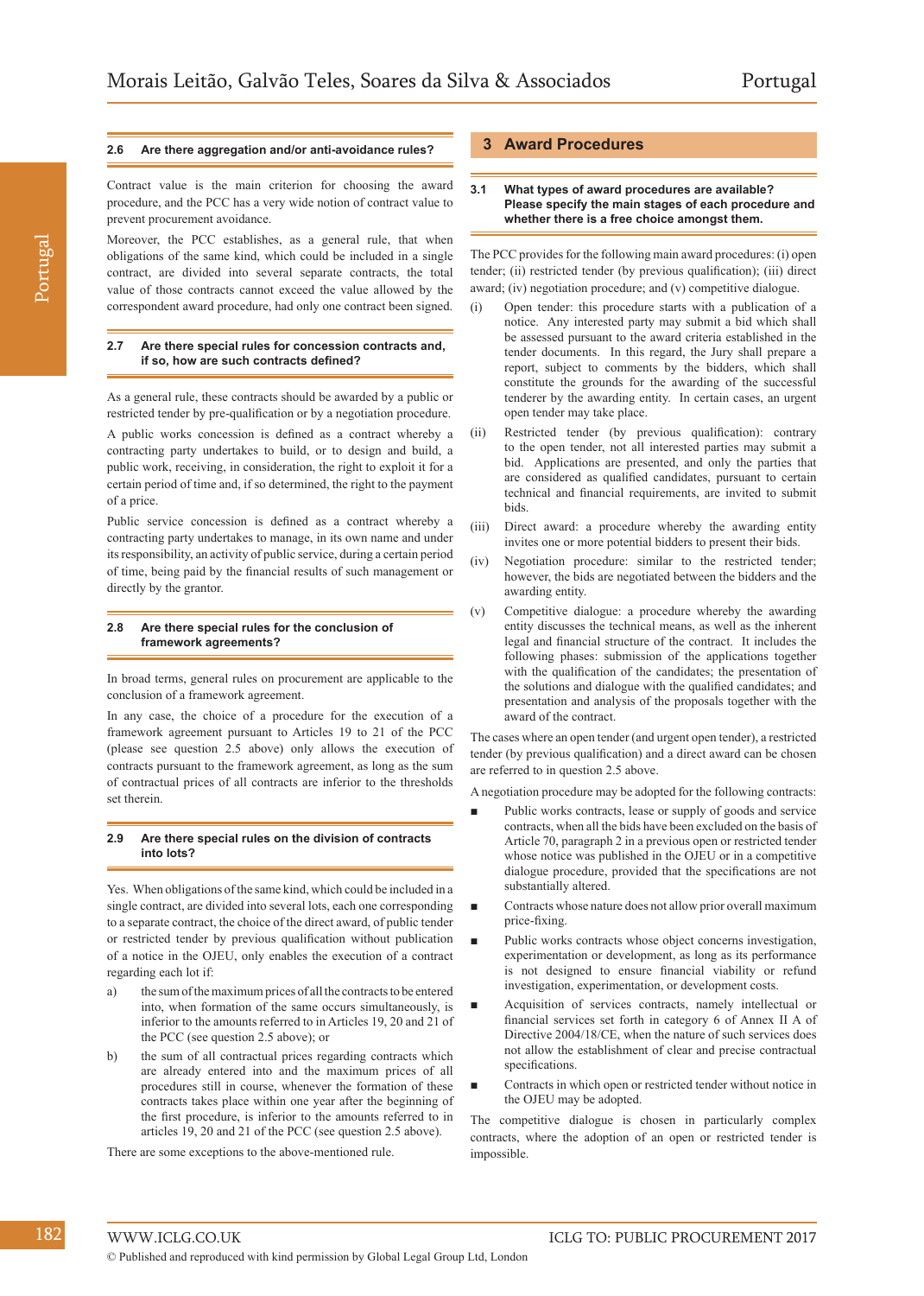### 2.6 Are there aggregation and/or anti-avoidance rules?

Contract value is the main criterion for choosing the award procedure, and the PCC has a very wide notion of contract value to prevent procurement avoidance.

Moreover, the PCC establishes, as a general rule, that when obligations of the same kind, which could be included in a single contract, are divided into several separate contracts, the total value of those contracts cannot exceed the value allowed by the correspondent award procedure, had only one contract been signed.

### 2.7 Are there special rules for concession contracts and, if so, how are such contracts defined?

As a general rule, these contracts should be awarded by a public or restricted tender by pre-qualification or by a negotiation procedure.

A public works concession is defined as a contract whereby a contracting party undertakes to build, or to design and build, a public work, receiving, in consideration, the right to exploit it for a certain period of time and, if so determined, the right to the payment of a price.

Public service concession is defined as a contract whereby a contracting party undertakes to manage, in its own name and under its responsibility, an activity of public service, during a certain period of time, being paid by the financial results of such management or directly by the grantor.

### 2.8 Are there special rules for the conclusion of framework agreements?

In broad terms, general rules on procurement are applicable to the conclusion of a framework agreement.

In any case, the choice of a procedure for the execution of a framework agreement pursuant to Articles 19 to 21 of the PCC (please see question 2.5 above) only allows the execution of contracts pursuant to the framework agreement, as long as the sum of contractual prices of all contracts are inferior to the thresholds set therein.

### 2.9 Are there special rules on the division of contracts into lots?

Yes. When obligations of the same kind, which could be included in a single contract, are divided into several lots, each one corresponding to a separate contract, the choice of the direct award, of public tender or restricted tender by previous qualification without publication of a notice in the OJEU, only enables the execution of a contract regarding each lot if:

a) the sum of the maximum prices of all the contracts to be entered into, when formation of the same occurs simultaneously, is inferior to the amounts referred to in Articles 19, 20 and 21 of the PCC (see question 2.5 above); or

b) the sum of all contractual prices regarding contracts which are already entered into and the maximum prices of all procedures still in course, whenever the formation of these contracts takes place within one year after the beginning of the first procedure, is inferior to the amounts referred to in articles 19, 20 and 21 of the PCC (see question 2.5 above).

There are some exceptions to the above-mentioned rule.

## 3 Award Procedures

### 3.1 What types of award procedures are available? Please specify the main stages of each procedure and whether there is a free choice amongst them.

The PCC provides for the following main award procedures: (i) open tender; (ii) restricted tender (by previous qualification); (iii) direct award; (iv) negotiation procedure; and (v) competitive dialogue.

(i) Open tender: this procedure starts with a publication of a notice. Any interested party may submit a bid which shall be assessed pursuant to the award criteria established in the tender documents. In this regard, the Jury shall prepare a report, subject to comments by the bidders, which shall constitute the grounds for the awarding of the successful tenderer by the awarding entity. In certain cases, an urgent open tender may take place.

(ii) Restricted tender (by previous qualification): contrary to the open tender, not all interested parties may submit a bid. Applications are presented, and only the parties that are considered as qualified candidates, pursuant to certain technical and financial requirements, are invited to submit bids.

(iii) Direct award: a procedure whereby the awarding entity invites one or more potential bidders to present their bids.

(iv) Negotiation procedure: similar to the restricted tender; however, the bids are negotiated between the bidders and the awarding entity.

(v) Competitive dialogue: a procedure whereby the awarding entity discusses the technical means, as well as the inherent legal and financial structure of the contract. It includes the following phases: submission of the applications together with the qualification of the candidates; the presentation of the solutions and dialogue with the qualified candidates; and presentation and analysis of the proposals together with the award of the contract.

The cases where an open tender (and urgent open tender), a restricted tender (by previous qualification) and a direct award can be chosen are referred to in question 2.5 above.

A negotiation procedure may be adopted for the following contracts:

- Public works contracts, lease or supply of goods and service contracts, when all the bids have been excluded on the basis of Article 70, paragraph 2 in a previous open or restricted tender whose notice was published in the OJEU or in a competitive dialogue procedure, provided that the specifications are not substantially altered.
- Contracts whose nature does not allow prior overall maximum price-fixing.
- Public works contracts whose object concerns investigation, experimentation or development, as long as its performance is not designed to ensure financial viability or refund investigation, experimentation, or development costs.
- Acquisition of services contracts, namely intellectual or financial services set forth in category 6 of Annex II A of Directive 2004/18/CE, when the nature of such services does not allow the establishment of clear and precise contractual specifications.
- Contracts in which open or restricted tender without notice in the OJEU may be adopted.

The competitive dialogue is chosen in particularly complex contracts, where the adoption of an open or restricted tender is impossible.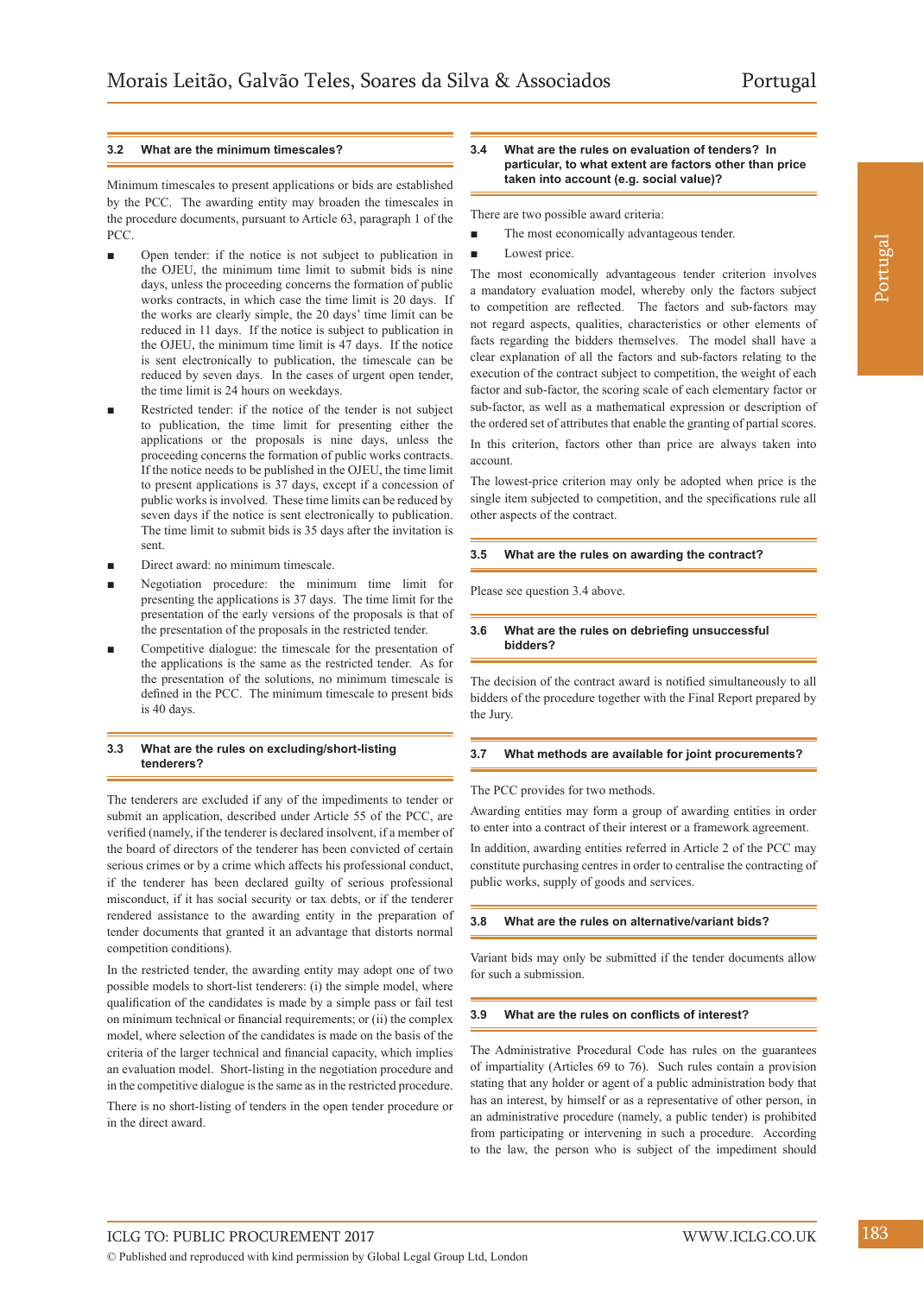### 3.2 What are the minimum timescales?

Minimum timescales to present applications or bids are established by the PCC. The awarding entity may broaden the timescales in the procedure documents, pursuant to Article 63, paragraph 1 of the PCC.

- Open tender: if the notice is not subject to publication in the OJEU, the minimum time limit to submit bids is nine days, unless the proceeding concerns the formation of public works contracts, in which case the time limit is 20 days. If the works are clearly simple, the 20 days' time limit can be reduced in 11 days. If the notice is subject to publication in the OJEU, the minimum time limit is 47 days. If the notice is sent electronically to publication, the timescale can be reduced by seven days. In the cases of urgent open tender, the time limit is 24 hours on weekdays.
- Restricted tender: if the notice of the tender is not subject to publication, the time limit for presenting either the applications or the proposals is nine days, unless the proceeding concerns the formation of public works contracts. If the notice needs to be published in the OJEU, the time limit to present applications is 37 days, except if a concession of public works is involved. These time limits can be reduced by seven days if the notice is sent electronically to publication. The time limit to submit bids is 35 days after the invitation is sent.
- Direct award: no minimum timescale.
- Negotiation procedure: the minimum time limit for presenting the applications is 37 days. The time limit for the presentation of the early versions of the proposals is that of the presentation of the proposals in the restricted tender.
- Competitive dialogue: the timescale for the presentation of the applications is the same as the restricted tender. As for the presentation of the solutions, no minimum timescale is defined in the PCC. The minimum timescale to present bids is 40 days.

### 3.3 What are the rules on excluding/short-listing tenderers?

The tenderers are excluded if any of the impediments to tender or submit an application, described under Article 55 of the PCC, are verified (namely, if the tenderer is declared insolvent, if a member of the board of directors of the tenderer has been convicted of certain serious crimes or by a crime which affects his professional conduct, if the tenderer has been declared guilty of serious professional misconduct, if it has social security or tax debts, or if the tenderer rendered assistance to the awarding entity in the preparation of tender documents that granted it an advantage that distorts normal competition conditions).

In the restricted tender, the awarding entity may adopt one of two possible models to short-list tenderers: (i) the simple model, where qualification of the candidates is made by a simple pass or fail test on minimum technical or financial requirements; or (ii) the complex model, where selection of the candidates is made on the basis of the criteria of the larger technical and financial capacity, which implies an evaluation model. Short-listing in the negotiation procedure and in the competitive dialogue is the same as in the restricted procedure.

There is no short-listing of tenders in the open tender procedure or in the direct award.

### 3.4 What are the rules on evaluation of tenders? In particular, to what extent are factors other than price taken into account (e.g. social value)?

There are two possible award criteria:

- The most economically advantageous tender.
- Lowest price.

The most economically advantageous tender criterion involves a mandatory evaluation model, whereby only the factors subject to competition are reflected. The factors and sub-factors may not regard aspects, qualities, characteristics or other elements of facts regarding the bidders themselves. The model shall have a clear explanation of all the factors and sub-factors relating to the execution of the contract subject to competition, the weight of each factor and sub-factor, the scoring scale of each elementary factor or sub-factor, as well as a mathematical expression or description of the ordered set of attributes that enable the granting of partial scores.

In this criterion, factors other than price are always taken into account.

The lowest-price criterion may only be adopted when price is the single item subjected to competition, and the specifications rule all other aspects of the contract.

### 3.5 What are the rules on awarding the contract?

Please see question 3.4 above.

### 3.6 What are the rules on debriefing unsuccessful bidders?

The decision of the contract award is notified simultaneously to all bidders of the procedure together with the Final Report prepared by the Jury.

### 3.7 What methods are available for joint procurements?

The PCC provides for two methods.

Awarding entities may form a group of awarding entities in order to enter into a contract of their interest or a framework agreement.

In addition, awarding entities referred in Article 2 of the PCC may constitute purchasing centres in order to centralise the contracting of public works, supply of goods and services.

### 3.8 What are the rules on alternative/variant bids?

Variant bids may only be submitted if the tender documents allow for such a submission.

### 3.9 What are the rules on conflicts of interest?

The Administrative Procedural Code has rules on the guarantees of impartiality (Articles 69 to 76). Such rules contain a provision stating that any holder or agent of a public administration body that has an interest, by himself or as a representative of other person, in an administrative procedure (namely, a public tender) is prohibited from participating or intervening in such a procedure. According to the law, the person who is subject of the impediment should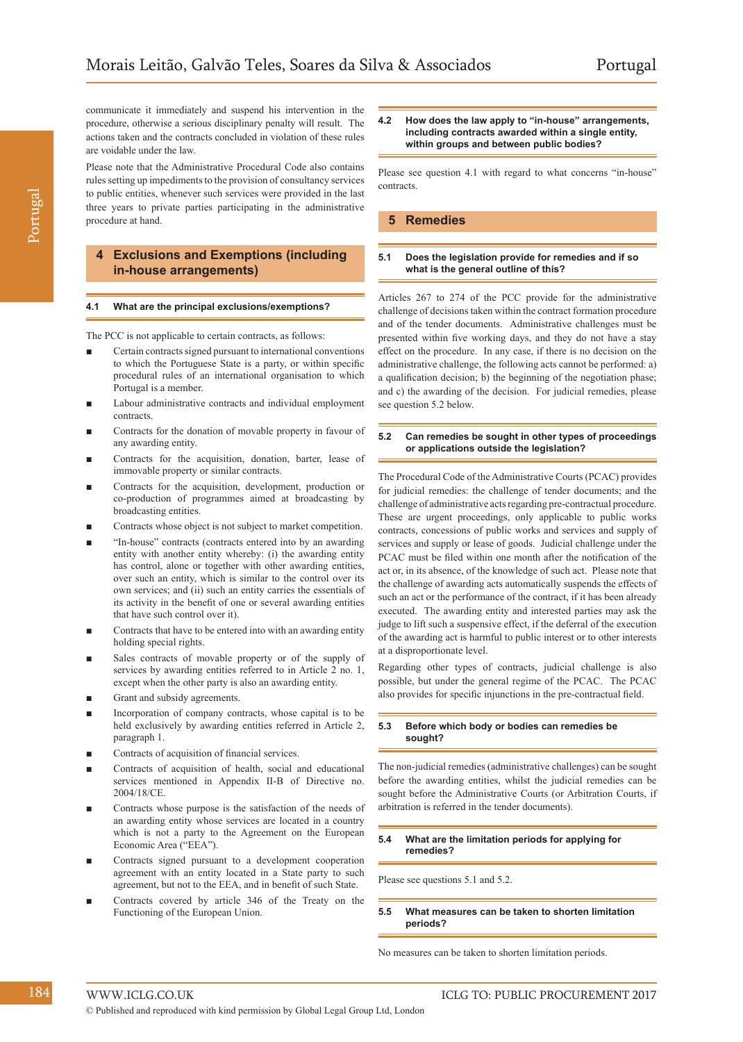communicate it immediately and suspend his intervention in the procedure, otherwise a serious disciplinary penalty will result. The actions taken and the contracts concluded in violation of these rules are voidable under the law.

Please note that the Administrative Procedural Code also contains rules setting up impediments to the provision of consultancy services to public entities, whenever such services were provided in the last three years to private parties participating in the administrative procedure at hand.

## 4 Exclusions and Exemptions (including in-house arrangements)

### 4.1 What are the principal exclusions/exemptions?

The PCC is not applicable to certain contracts, as follows:

- Certain contracts signed pursuant to international conventions to which the Portuguese State is a party, or within specific procedural rules of an international organisation to which Portugal is a member.
- Labour administrative contracts and individual employment contracts.
- Contracts for the donation of movable property in favour of any awarding entity.
- Contracts for the acquisition, donation, barter, lease of immovable property or similar contracts.
- Contracts for the acquisition, development, production or co-production of programmes aimed at broadcasting by broadcasting entities.
- Contracts whose object is not subject to market competition.
- "In-house" contracts (contracts entered into by an awarding entity with another entity whereby: (i) the awarding entity has control, alone or together with other awarding entities, over such an entity, which is similar to the control over its own services; and (ii) such an entity carries the essentials of its activity in the benefit of one or several awarding entities that have such control over it).
- Contracts that have to be entered into with an awarding entity holding special rights.
- Sales contracts of movable property or of the supply of services by awarding entities referred to in Article 2 no. 1, except when the other party is also an awarding entity.
- Grant and subsidy agreements.
- Incorporation of company contracts, whose capital is to be held exclusively by awarding entities referred in Article 2, paragraph 1.
- Contracts of acquisition of financial services.
- Contracts of acquisition of health, social and educational services mentioned in Appendix II-B of Directive no. 2004/18/CE.
- Contracts whose purpose is the satisfaction of the needs of an awarding entity whose services are located in a country which is not a party to the Agreement on the European Economic Area ("EEA").
- Contracts signed pursuant to a development cooperation agreement with an entity located in a State party to such agreement, but not to the EEA, and in benefit of such State.
- Contracts covered by article 346 of the Treaty on the Functioning of the European Union.

### 4.2 How does the law apply to "in-house" arrangements, including contracts awarded within a single entity, within groups and between public bodies?

Please see question 4.1 with regard to what concerns "in-house" contracts.

## 5 Remedies

### 5.1 Does the legislation provide for remedies and if so what is the general outline of this?

Articles 267 to 274 of the PCC provide for the administrative challenge of decisions taken within the contract formation procedure and of the tender documents. Administrative challenges must be presented within five working days, and they do not have a stay effect on the procedure. In any case, if there is no decision on the administrative challenge, the following acts cannot be performed: a) a qualification decision; b) the beginning of the negotiation phase; and c) the awarding of the decision. For judicial remedies, please see question 5.2 below.

### 5.2 Can remedies be sought in other types of proceedings or applications outside the legislation?

The Procedural Code of the Administrative Courts (PCAC) provides for judicial remedies: the challenge of tender documents; and the challenge of administrative acts regarding pre-contractual procedure. These are urgent proceedings, only applicable to public works contracts, concessions of public works and services and supply of services and supply or lease of goods. Judicial challenge under the PCAC must be filed within one month after the notification of the act or, in its absence, of the knowledge of such act. Please note that the challenge of awarding acts automatically suspends the effects of such an act or the performance of the contract, if it has been already executed. The awarding entity and interested parties may ask the judge to lift such a suspensive effect, if the deferral of the execution of the awarding act is harmful to public interest or to other interests at a disproportionate level.

Regarding other types of contracts, judicial challenge is also possible, but under the general regime of the PCAC. The PCAC also provides for specific injunctions in the pre-contractual field.

### 5.3 Before which body or bodies can remedies be sought?

The non-judicial remedies (administrative challenges) can be sought before the awarding entities, whilst the judicial remedies can be sought before the Administrative Courts (or Arbitration Courts, if arbitration is referred in the tender documents).

### 5.4 What are the limitation periods for applying for remedies?

Please see questions 5.1 and 5.2.

### 5.5 What measures can be taken to shorten limitation periods?

No measures can be taken to shorten limitation periods.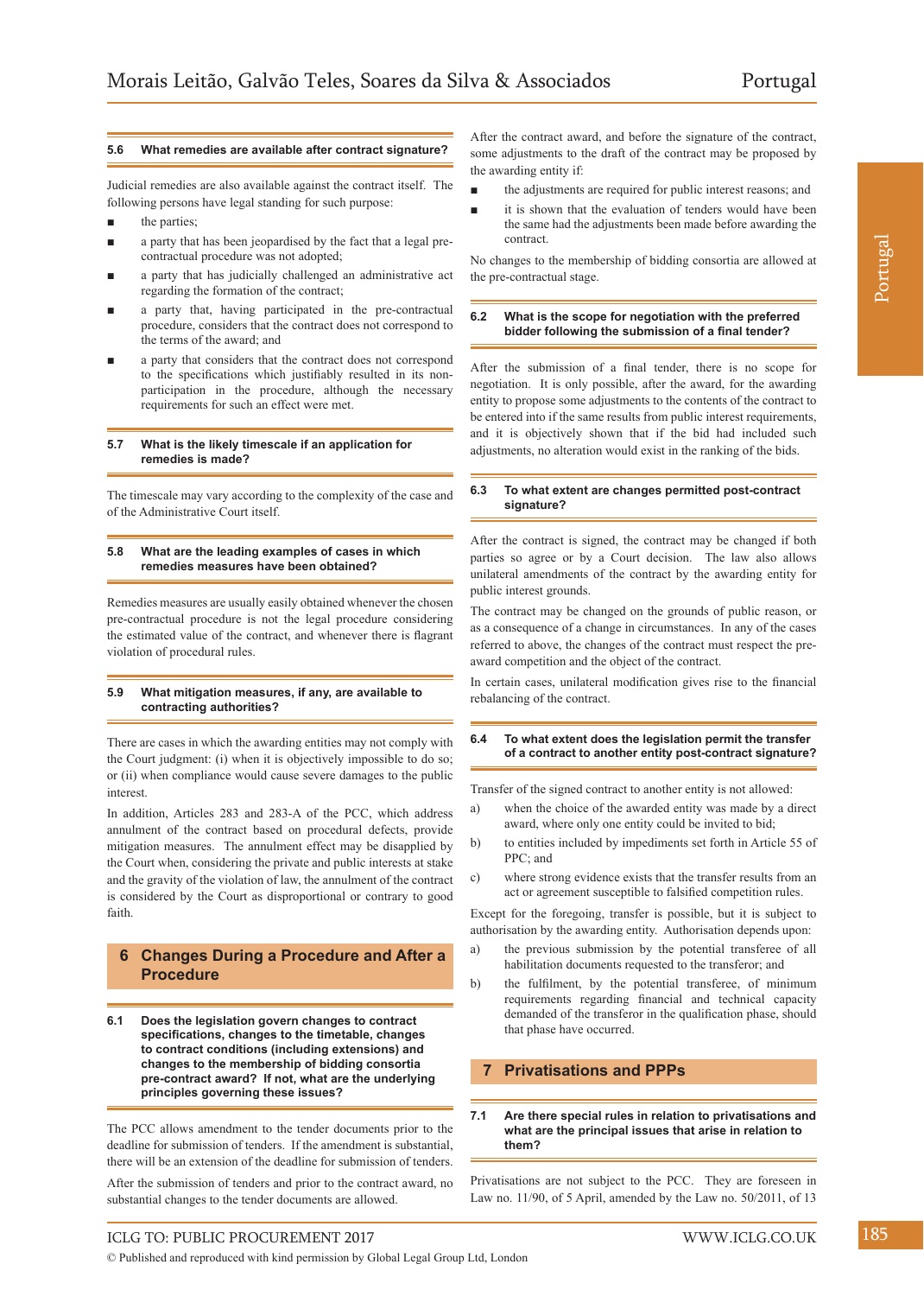### 5.6 What remedies are available after contract signature?

Judicial remedies are also available against the contract itself. The following persons have legal standing for such purpose:

- the parties;
- a party that has been jeopardised by the fact that a legal pre-contractual procedure was not adopted;
- a party that has judicially challenged an administrative act regarding the formation of the contract;
- a party that, having participated in the pre-contractual procedure, considers that the contract does not correspond to the terms of the award; and
- a party that considers that the contract does not correspond to the specifications which justifiably resulted in its non-participation in the procedure, although the necessary requirements for such an effect were met.

### 5.7 What is the likely timescale if an application for remedies is made?

The timescale may vary according to the complexity of the case and of the Administrative Court itself.

### 5.8 What are the leading examples of cases in which remedies measures have been obtained?

Remedies measures are usually easily obtained whenever the chosen pre-contractual procedure is not the legal procedure considering the estimated value of the contract, and whenever there is flagrant violation of procedural rules.

### 5.9 What mitigation measures, if any, are available to contracting authorities?

There are cases in which the awarding entities may not comply with the Court judgment: (i) when it is objectively impossible to do so; or (ii) when compliance would cause severe damages to the public interest.

In addition, Articles 283 and 283-A of the PCC, which address annulment of the contract based on procedural defects, provide mitigation measures. The annulment effect may be disapplied by the Court when, considering the private and public interests at stake and the gravity of the violation of law, the annulment of the contract is considered by the Court as disproportional or contrary to good faith.

## 6 Changes During a Procedure and After a Procedure

### 6.1 Does the legislation govern changes to contract specifications, changes to the timetable, changes to contract conditions (including extensions) and changes to the membership of bidding consortia pre-contract award? If not, what are the underlying principles governing these issues?

The PCC allows amendment to the tender documents prior to the deadline for submission of tenders. If the amendment is substantial, there will be an extension of the deadline for submission of tenders.

After the submission of tenders and prior to the contract award, no substantial changes to the tender documents are allowed.

After the contract award, and before the signature of the contract, some adjustments to the draft of the contract may be proposed by the awarding entity if:

- the adjustments are required for public interest reasons; and
- it is shown that the evaluation of tenders would have been the same had the adjustments been made before awarding the contract.

No changes to the membership of bidding consortia are allowed at the pre-contractual stage.

### 6.2 What is the scope for negotiation with the preferred bidder following the submission of a final tender?

After the submission of a final tender, there is no scope for negotiation. It is only possible, after the award, for the awarding entity to propose some adjustments to the contents of the contract to be entered into if the same results from public interest requirements, and it is objectively shown that if the bid had included such adjustments, no alteration would exist in the ranking of the bids.

### 6.3 To what extent are changes permitted post-contract signature?

After the contract is signed, the contract may be changed if both parties so agree or by a Court decision. The law also allows unilateral amendments of the contract by the awarding entity for public interest grounds.

The contract may be changed on the grounds of public reason, or as a consequence of a change in circumstances. In any of the cases referred to above, the changes of the contract must respect the pre-award competition and the object of the contract.

In certain cases, unilateral modification gives rise to the financial rebalancing of the contract.

### 6.4 To what extent does the legislation permit the transfer of a contract to another entity post-contract signature?

Transfer of the signed contract to another entity is not allowed:

a) when the choice of the awarded entity was made by a direct award, where only one entity could be invited to bid;
b) to entities included by impediments set forth in Article 55 of PPC; and
c) where strong evidence exists that the transfer results from an act or agreement susceptible to falsified competition rules.

Except for the foregoing, transfer is possible, but it is subject to authorisation by the awarding entity. Authorisation depends upon:

a) the previous submission by the potential transferee of all habilitation documents requested to the transferor; and
b) the fulfilment, by the potential transferee, of minimum requirements regarding financial and technical capacity demanded of the transferor in the qualification phase, should that phase have occurred.

## 7 Privatisations and PPPs

### 7.1 Are there special rules in relation to privatisations and what are the principal issues that arise in relation to them?

Privatisations are not subject to the PCC. They are foreseen in Law no. 11/90, of 5 April, amended by the Law no. 50/2011, of 13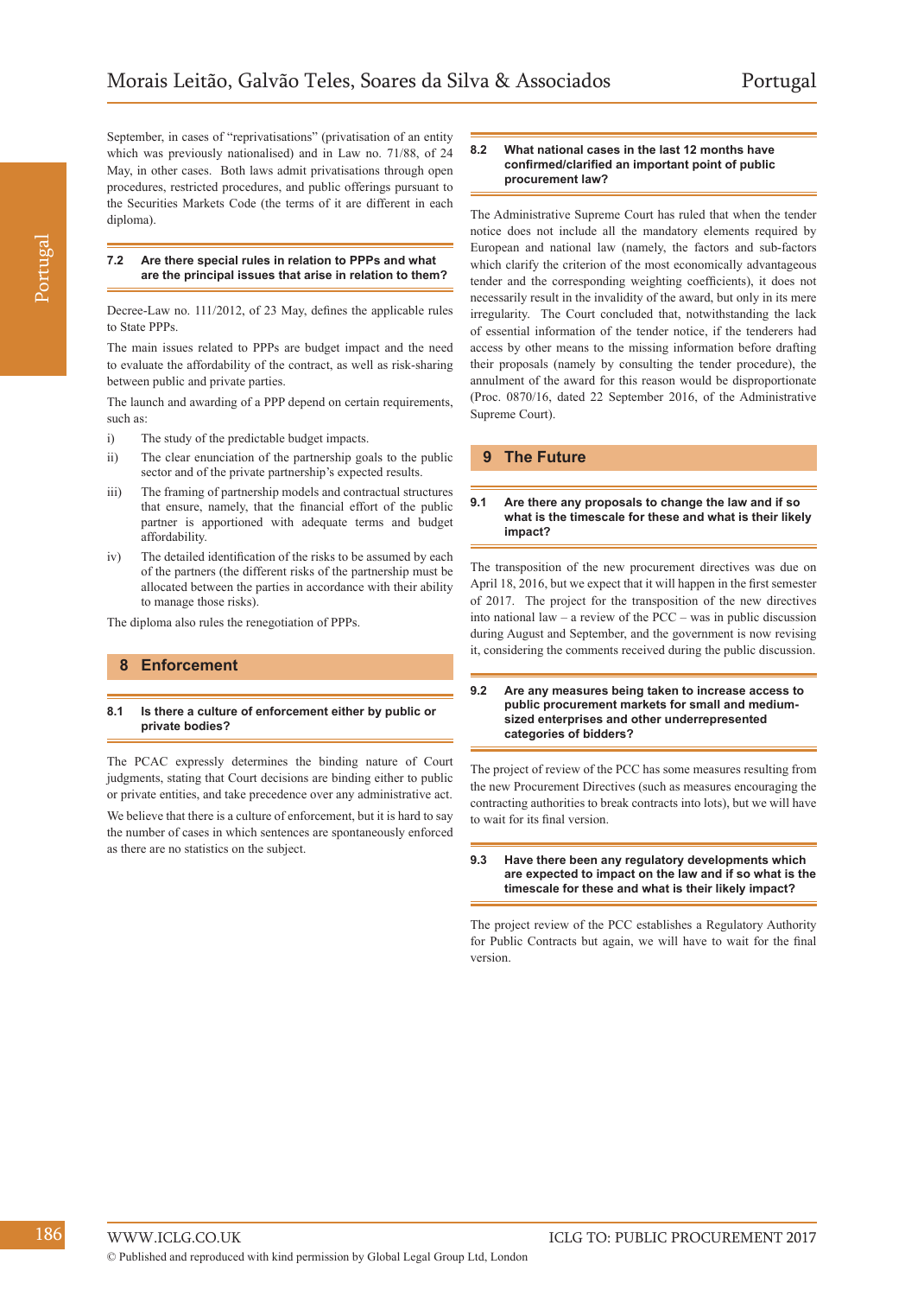September, in cases of "reprivatisations" (privatisation of an entity which was previously nationalised) and in Law no. 71/88, of 24 May, in other cases. Both laws admit privatisations through open procedures, restricted procedures, and public offerings pursuant to the Securities Markets Code (the terms of it are different in each diploma).

### 7.2 Are there special rules in relation to PPPs and what are the principal issues that arise in relation to them?

Decree-Law no. 111/2012, of 23 May, defines the applicable rules to State PPPs.

The main issues related to PPPs are budget impact and the need to evaluate the affordability of the contract, as well as risk-sharing between public and private parties.

The launch and awarding of a PPP depend on certain requirements, such as:

i) The study of the predictable budget impacts.
ii) The clear enunciation of the partnership goals to the public sector and of the private partnership's expected results.
iii) The framing of partnership models and contractual structures that ensure, namely, that the financial effort of the public partner is apportioned with adequate terms and budget affordability.
iv) The detailed identification of the risks to be assumed by each of the partners (the different risks of the partnership must be allocated between the parties in accordance with their ability to manage those risks).

The diploma also rules the renegotiation of PPPs.

## 8 Enforcement

### 8.1 Is there a culture of enforcement either by public or private bodies?

The PCAC expressly determines the binding nature of Court judgments, stating that Court decisions are binding either to public or private entities, and take precedence over any administrative act.

We believe that there is a culture of enforcement, but it is hard to say the number of cases in which sentences are spontaneously enforced as there are no statistics on the subject.

### 8.2 What national cases in the last 12 months have confirmed/clarified an important point of public procurement law?

The Administrative Supreme Court has ruled that when the tender notice does not include all the mandatory elements required by European and national law (namely, the factors and sub-factors which clarify the criterion of the most economically advantageous tender and the corresponding weighting coefficients), it does not necessarily result in the invalidity of the award, but only in its mere irregularity. The Court concluded that, notwithstanding the lack of essential information of the tender notice, if the tenderers had access by other means to the missing information before drafting their proposals (namely by consulting the tender procedure), the annulment of the award for this reason would be disproportionate (Proc. 0870/16, dated 22 September 2016, of the Administrative Supreme Court).

## 9 The Future

### 9.1 Are there any proposals to change the law and if so what is the timescale for these and what is their likely impact?

The transposition of the new procurement directives was due on April 18, 2016, but we expect that it will happen in the first semester of 2017. The project for the transposition of the new directives into national law – a review of the PCC – was in public discussion during August and September, and the government is now revising it, considering the comments received during the public discussion.

### 9.2 Are any measures being taken to increase access to public procurement markets for small and medium-sized enterprises and other underrepresented categories of bidders?

The project of review of the PCC has some measures resulting from the new Procurement Directives (such as measures encouraging the contracting authorities to break contracts into lots), but we will have to wait for its final version.

### 9.3 Have there been any regulatory developments which are expected to impact on the law and if so what is the timescale for these and what is their likely impact?

The project review of the PCC establishes a Regulatory Authority for Public Contracts but again, we will have to wait for the final version.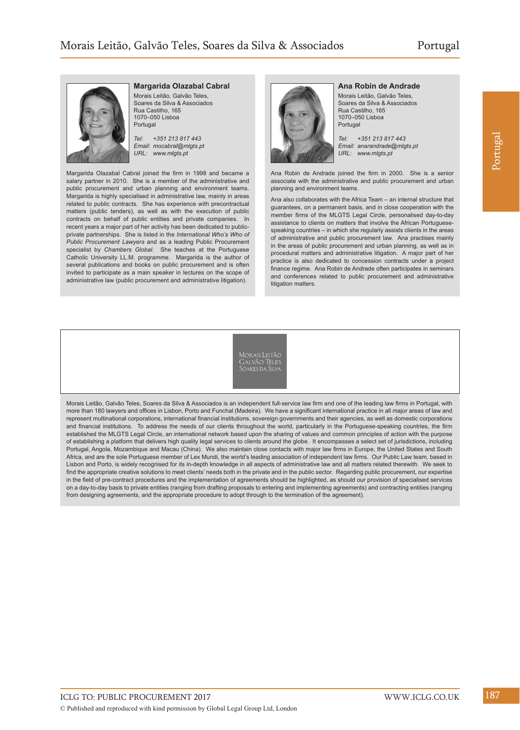### Margarida Olazabal Cabral

Morais Leitão, Galvão Teles,
Soares da Silva & Associados
Rua Castilho, 165
1070–050 Lisboa
Portugal

*Tel: +351 213 817 443*
*Email: mocabral@mlgts.pt*
*URL: www.mlgts.pt*

Margarida Olazabal Cabral joined the firm in 1998 and became a salary partner in 2010. She is a member of the administrative and public procurement and urban planning and environment teams. Margarida is highly specialised in administrative law, mainly in areas related to public contracts. She has experience with precontractual matters (public tenders), as well as with the execution of public contracts on behalf of public entities and private companies. In recent years a major part of her activity has been dedicated to public-private partnerships. She is listed in the *International Who's Who of Public Procurement Lawyers* and as a leading Public Procurement specialist by *Chambers Global*. She teaches at the Portuguese Catholic University LL.M. programme. Margarida is the author of several publications and books on public procurement and is often invited to participate as a main speaker in lectures on the scope of administrative law (public procurement and administrative litigation).

### Ana Robin de Andrade

Morais Leitão, Galvão Teles,
Soares da Silva & Associados
Rua Castilho, 165
1070–050 Lisboa
Portugal

*Tel: +351 213 817 443*
*Email: anarandrade@mlgts.pt*
*URL: www.mlgts.pt*

Ana Robin de Andrade joined the firm in 2000. She is a senior associate with the administrative and public procurement and urban planning and environment teams.

Ana also collaborates with the Africa Team – an internal structure that guarantees, on a permanent basis, and in close cooperation with the member firms of the MLGTS Legal Circle, personalised day-to-day assistance to clients on matters that involve the African Portuguese-speaking countries – in which she regularly assists clients in the areas of administrative and public procurement law. Ana practises mainly in the areas of public procurement and urban planning, as well as in procedural matters and administrative litigation. A major part of her practice is also dedicated to concession contracts under a project finance regime. Ana Robin de Andrade often participates in seminars and conferences related to public procurement and administrative litigation matters.

Morais Leitão
Galvão Teles
Soares da Silva

Morais Leitão, Galvão Teles, Soares da Silva & Associados is an independent full-service law firm and one of the leading law firms in Portugal, with more than 180 lawyers and offices in Lisbon, Porto and Funchal (Madeira). We have a significant international practice in all major areas of law and represent multinational corporations, international financial institutions, sovereign governments and their agencies, as well as domestic corporations and financial institutions. To address the needs of our clients throughout the world, particularly in the Portuguese-speaking countries, the firm established the MLGTS Legal Circle, an international network based upon the sharing of values and common principles of action with the purpose of establishing a platform that delivers high quality legal services to clients around the globe. It encompasses a select set of jurisdictions, including Portugal, Angola, Mozambique and Macau (China). We also maintain close contacts with major law firms in Europe, the United States and South Africa, and are the sole Portuguese member of Lex Mundi, the world's leading association of independent law firms. Our Public Law team, based in Lisbon and Porto, is widely recognised for its in-depth knowledge in all aspects of administrative law and all matters related therewith. We seek to find the appropriate creative solutions to meet clients' needs both in the private and in the public sector. Regarding public procurement, our expertise in the field of pre-contract procedures and the implementation of agreements should be highlighted, as should our provision of specialised services on a day-to-day basis to private entities (ranging from drafting proposals to entering and implementing agreements) and contracting entities (ranging from designing agreements, and the appropriate procedure to adopt through to the termination of the agreement).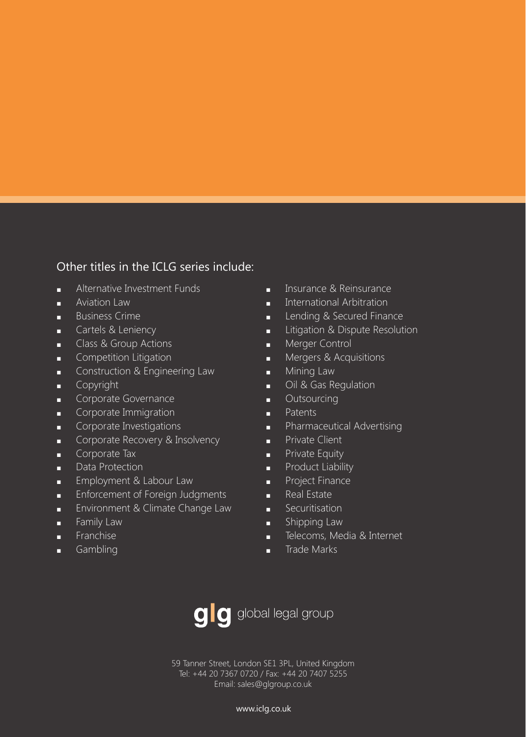Other titles in the ICLG series include:

- Alternative Investment Funds
- Aviation Law
- Business Crime
- Cartels & Leniency
- Class & Group Actions
- Competition Litigation
- Construction & Engineering Law
- Copyright
- Corporate Governance
- Corporate Immigration
- Corporate Investigations
- Corporate Recovery & Insolvency
- Corporate Tax
- Data Protection
- Employment & Labour Law
- Enforcement of Foreign Judgments
- Environment & Climate Change Law
- Family Law
- Franchise
- Gambling
- Insurance & Reinsurance
- International Arbitration
- Lending & Secured Finance
- Litigation & Dispute Resolution
- Merger Control
- Mergers & Acquisitions
- Mining Law
- Oil & Gas Regulation
- Outsourcing
- Patents
- Pharmaceutical Advertising
- Private Client
- Private Equity
- Product Liability
- Project Finance
- Real Estate
- Securitisation
- Shipping Law
- Telecoms, Media & Internet
- Trade Marks

glg global legal group

59 Tanner Street, London SE1 3PL, United Kingdom
Tel: +44 20 7367 0720 / Fax: +44 20 7407 5255
Email: sales@glgroup.co.uk

www.iclg.co.uk